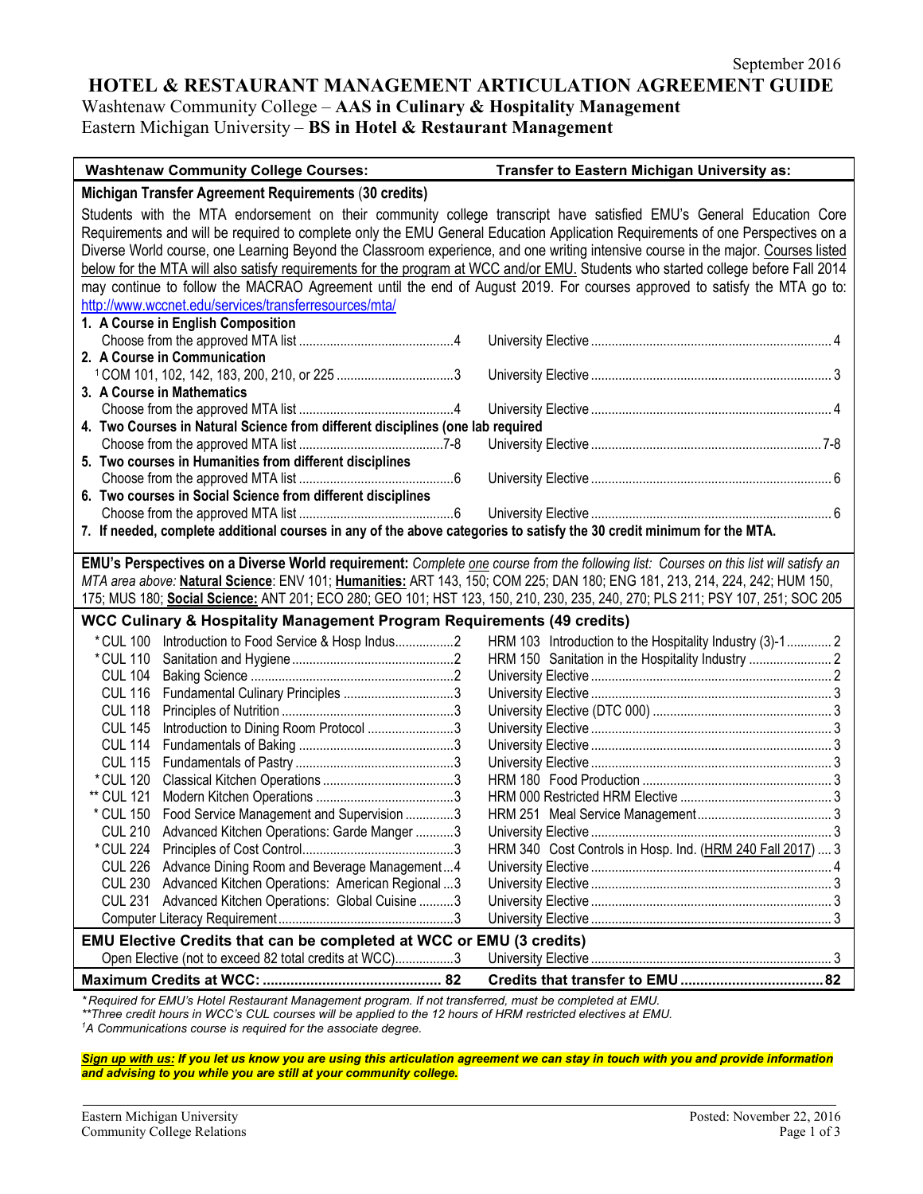September 2016

# HOTEL & RESTAURANT MANAGEMENT ARTICULATION AGREEMENT GUIDE

Washtenaw Community College – **AAS in Culinary & Hospitality Management**
Eastern Michigan University – **BS in Hotel & Restaurant Management**

| Washtenaw Community College Courses: | | Transfer to Eastern Michigan University as: | |
|---|---|---|---|
| **Michigan Transfer Agreement Requirements (30 credits)** | | | |

Students with the MTA endorsement on their community college transcript have satisfied EMU's General Education Core Requirements and will be required to complete only the EMU General Education Application Requirements of one Perspectives on a Diverse World course, one Learning Beyond the Classroom experience, and one writing intensive course in the major. Courses listed below for the MTA will also satisfy requirements for the program at WCC and/or EMU. Students who started college before Fall 2014 may continue to follow the MACRAO Agreement until the end of August 2019. For courses approved to satisfy the MTA go to: http://www.wccnet.edu/services/transferresources/mta/

| WCC Course | Credits | EMU Equivalent | Credits |
|---|---|---|---|
| **1. A Course in English Composition** | | | |
| Choose from the approved MTA list | 4 | University Elective | 4 |
| **2. A Course in Communication** | | | |
| [1] COM 101, 102, 142, 183, 200, 210, or 225 | 3 | University Elective | 3 |
| **3. A Course in Mathematics** | | | |
| Choose from the approved MTA list | 4 | University Elective | 4 |
| **4. Two Courses in Natural Science from different disciplines (one lab required** | | | |
| Choose from the approved MTA list | 7-8 | University Elective | 7-8 |
| **5. Two courses in Humanities from different disciplines** | | | |
| Choose from the approved MTA list | 6 | University Elective | 6 |
| **6. Two courses in Social Science from different disciplines** | | | |
| Choose from the approved MTA list | 6 | University Elective | 6 |

**7. If needed, complete additional courses in any of the above categories to satisfy the 30 credit minimum for the MTA.**

**EMU's Perspectives on a Diverse World requirement:** *Complete one course from the following list: Courses on this list will satisfy an MTA area above:* **Natural Science**: ENV 101; **Humanities:** ART 143, 150; COM 225; DAN 180; ENG 181, 213, 214, 224, 242; HUM 150, 175; MUS 180; **Social Science:** ANT 201; ECO 280; GEO 101; HST 123, 150, 210, 230, 235, 240, 270; PLS 211; PSY 107, 251; SOC 205

### WCC Culinary & Hospitality Management Program Requirements (49 credits)

| WCC Course | Credits | EMU Equivalent | Credits |
|---|---|---|---|
| *CUL 100 Introduction to Food Service & Hosp Indus. | 2 | HRM 103 Introduction to the Hospitality Industry (3)-1 | 2 |
| *CUL 110 Sanitation and Hygiene | 2 | HRM 150 Sanitation in the Hospitality Industry | 2 |
| CUL 104 Baking Science | 2 | University Elective | 2 |
| CUL 116 Fundamental Culinary Principles | 3 | University Elective | 3 |
| CUL 118 Principles of Nutrition | 3 | University Elective (DTC 000) | 3 |
| CUL 145 Introduction to Dining Room Protocol | 3 | University Elective | 3 |
| CUL 114 Fundamentals of Baking | 3 | University Elective | 3 |
| CUL 115 Fundamentals of Pastry | 3 | University Elective | 3 |
| *CUL 120 Classical Kitchen Operations | 3 | HRM 180 Food Production | 3 |
| ** CUL 121 Modern Kitchen Operations | 3 | HRM 000 Restricted HRM Elective | 3 |
| * CUL 150 Food Service Management and Supervision | 3 | HRM 251 Meal Service Management | 3 |
| CUL 210 Advanced Kitchen Operations: Garde Manger | 3 | University Elective | 3 |
| *CUL 224 Principles of Cost Control | 3 | HRM 340 Cost Controls in Hosp. Ind. (HRM 240 Fall 2017) | 3 |
| CUL 226 Advance Dining Room and Beverage Management | 4 | University Elective | 4 |
| CUL 230 Advanced Kitchen Operations: American Regional | 3 | University Elective | 3 |
| CUL 231 Advanced Kitchen Operations: Global Cuisine | 3 | University Elective | 3 |
| Computer Literacy Requirement | 3 | University Elective | 3 |
| **EMU Elective Credits that can be completed at WCC or EMU (3 credits)** | | | |
| Open Elective (not to exceed 82 total credits at WCC) | 3 | University Elective | 3 |
| **Maximum Credits at WCC:** | **82** | **Credits that transfer to EMU** | **82** |

*\* Required for EMU's Hotel Restaurant Management program. If not transferred, must be completed at EMU.*
*\*\*Three credit hours in WCC's CUL courses will be applied to the 12 hours of HRM restricted electives at EMU.*
*[1] A Communications course is required for the associate degree.*

***Sign up with us:** If you let us know you are using this articulation agreement we can stay in touch with you and provide information and advising to you while you are still at your community college.*

Eastern Michigan University
Community College Relations

Posted: November 22, 2016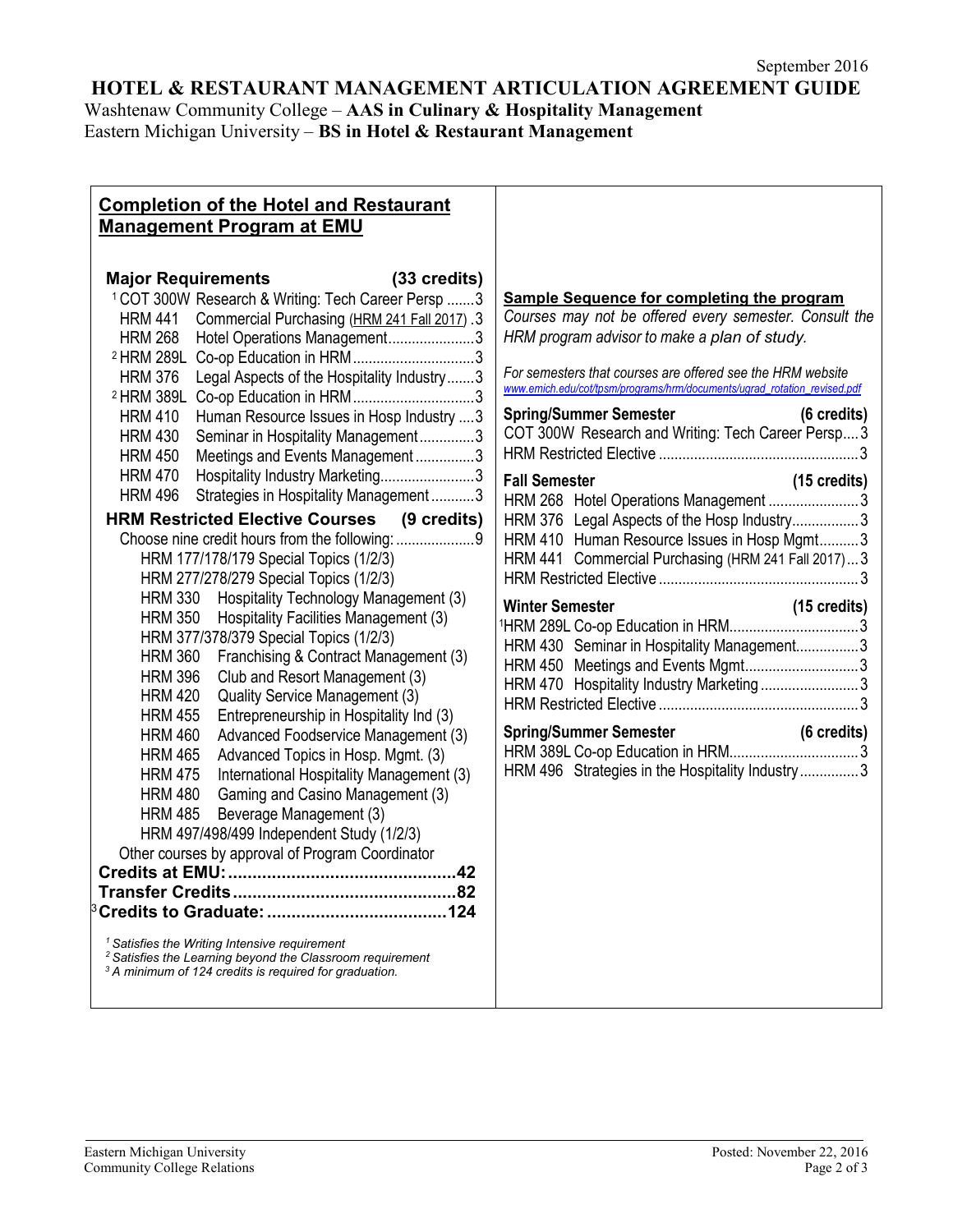September 2016

# HOTEL & RESTAURANT MANAGEMENT ARTICULATION AGREEMENT GUIDE

Washtenaw Community College – **AAS in Culinary & Hospitality Management**
Eastern Michigan University – **BS in Hotel & Restaurant Management**

## Completion of the Hotel and Restaurant Management Program at EMU

### Major Requirements (33 credits)

- [1] COT 300W Research & Writing: Tech Career Persp ....... 3
- HRM 441 Commercial Purchasing (HRM 241 Fall 2017) . 3
- HRM 268 Hotel Operations Management ...................... 3
- [2] HRM 289L Co-op Education in HRM ............................... 3
- HRM 376 Legal Aspects of the Hospitality Industry ....... 3
- [2] HRM 389L Co-op Education in HRM ............................... 3
- HRM 410 Human Resource Issues in Hosp Industry .... 3
- HRM 430 Seminar in Hospitality Management .............. 3
- HRM 450 Meetings and Events Management ............... 3
- HRM 470 Hospitality Industry Marketing ........................ 3
- HRM 496 Strategies in Hospitality Management ........... 3

### HRM Restricted Elective Courses (9 credits)

Choose nine credit hours from the following: .................... 9

- HRM 177/178/179 Special Topics (1/2/3)
- HRM 277/278/279 Special Topics (1/2/3)
- HRM 330 Hospitality Technology Management (3)
- HRM 350 Hospitality Facilities Management (3)
- HRM 377/378/379 Special Topics (1/2/3)
- HRM 360 Franchising & Contract Management (3)
- HRM 396 Club and Resort Management (3)
- HRM 420 Quality Service Management (3)
- HRM 455 Entrepreneurship in Hospitality Ind (3)
- HRM 460 Advanced Foodservice Management (3)
- HRM 465 Advanced Topics in Hosp. Mgmt. (3)
- HRM 475 International Hospitality Management (3)
- HRM 480 Gaming and Casino Management (3)
- HRM 485 Beverage Management (3)
- HRM 497/498/499 Independent Study (1/2/3)

Other courses by approval of Program Coordinator

**Credits at EMU: ............................................... 42**
**Transfer Credits ............................................. 82**
[3] **Credits to Graduate: ..................................... 124**

*[1] Satisfies the Writing Intensive requirement*
*[2] Satisfies the Learning beyond the Classroom requirement*
*[3] A minimum of 124 credits is required for graduation.*

## Sample Sequence for completing the program

*Courses may not be offered every semester. Consult the HRM program advisor to make a plan of study.*

*For semesters that courses are offered see the HRM website [www.emich.edu/cot/tpsm/programs/hrm/documents/ugrad_rotation_revised.pdf](www.emich.edu/cot/tpsm/programs/hrm/documents/ugrad_rotation_revised.pdf)*

**Spring/Summer Semester (6 credits)**

- COT 300W Research and Writing: Tech Career Persp .... 3
- HRM Restricted Elective .................................................. 3

**Fall Semester (15 credits)**

- HRM 268 Hotel Operations Management ....................... 3
- HRM 376 Legal Aspects of the Hosp Industry ................. 3
- HRM 410 Human Resource Issues in Hosp Mgmt .......... 3
- HRM 441 Commercial Purchasing (HRM 241 Fall 2017) ... 3
- HRM Restricted Elective .................................................. 3

**Winter Semester (15 credits)**

- [1] HRM 289L Co-op Education in HRM ................................ 3
- HRM 430 Seminar in Hospitality Management ................ 3
- HRM 450 Meetings and Events Mgmt ............................. 3
- HRM 470 Hospitality Industry Marketing ......................... 3
- HRM Restricted Elective .................................................. 3

**Spring/Summer Semester (6 credits)**

- HRM 389L Co-op Education in HRM ................................ 3
- HRM 496 Strategies in the Hospitality Industry ............... 3

Eastern Michigan University
Community College Relations

Posted: November 22, 2016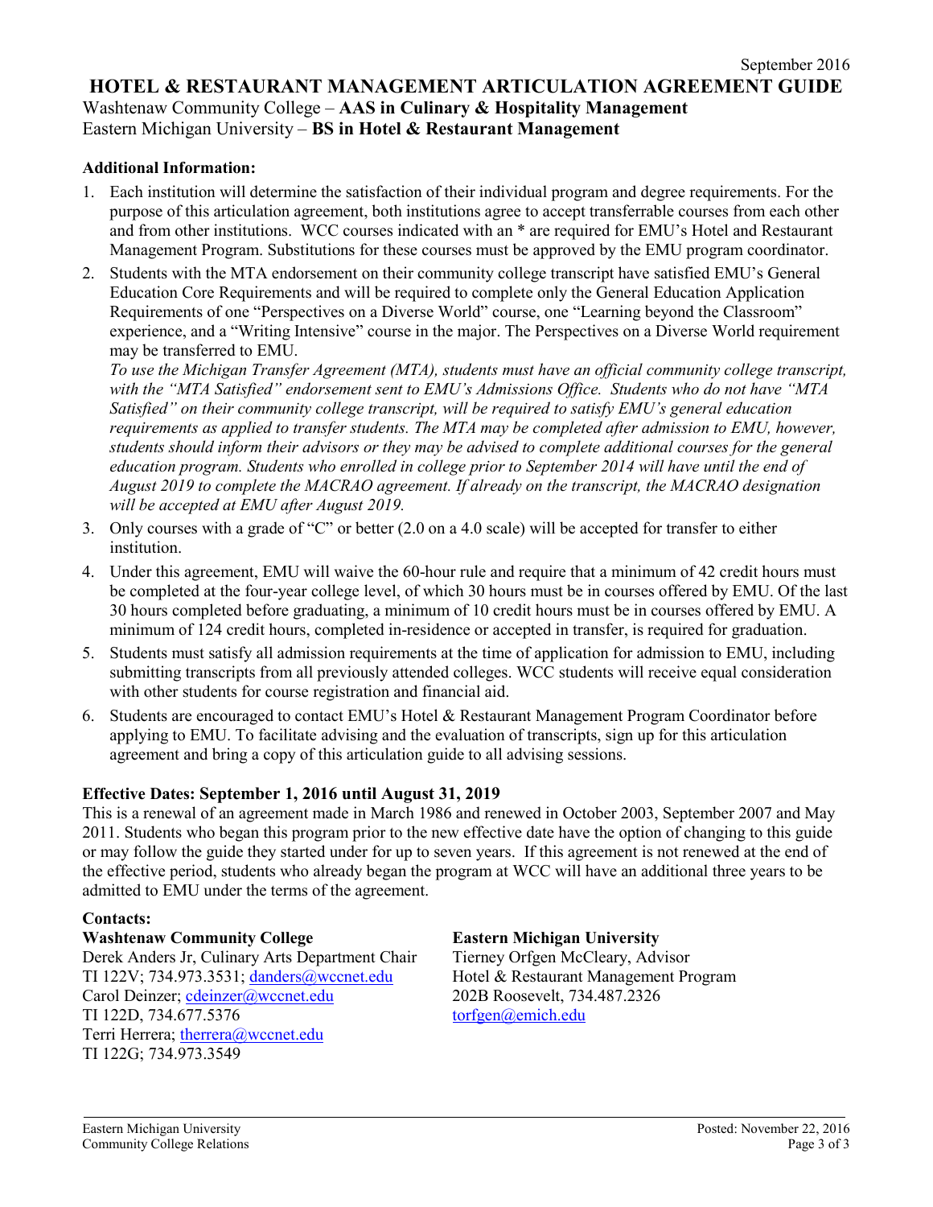September 2016

# HOTEL & RESTAURANT MANAGEMENT ARTICULATION AGREEMENT GUIDE

Washtenaw Community College – **AAS in Culinary & Hospitality Management**
Eastern Michigan University – **BS in Hotel & Restaurant Management**

**Additional Information:**

1. Each institution will determine the satisfaction of their individual program and degree requirements. For the purpose of this articulation agreement, both institutions agree to accept transferrable courses from each other and from other institutions. WCC courses indicated with an * are required for EMU's Hotel and Restaurant Management Program. Substitutions for these courses must be approved by the EMU program coordinator.
2. Students with the MTA endorsement on their community college transcript have satisfied EMU's General Education Core Requirements and will be required to complete only the General Education Application Requirements of one "Perspectives on a Diverse World" course, one "Learning beyond the Classroom" experience, and a "Writing Intensive" course in the major. The Perspectives on a Diverse World requirement may be transferred to EMU.
   *To use the Michigan Transfer Agreement (MTA), students must have an official community college transcript, with the "MTA Satisfied" endorsement sent to EMU's Admissions Office. Students who do not have "MTA Satisfied" on their community college transcript, will be required to satisfy EMU's general education requirements as applied to transfer students. The MTA may be completed after admission to EMU, however, students should inform their advisors or they may be advised to complete additional courses for the general education program. Students who enrolled in college prior to September 2014 will have until the end of August 2019 to complete the MACRAO agreement. If already on the transcript, the MACRAO designation will be accepted at EMU after August 2019.*
3. Only courses with a grade of "C" or better (2.0 on a 4.0 scale) will be accepted for transfer to either institution.
4. Under this agreement, EMU will waive the 60-hour rule and require that a minimum of 42 credit hours must be completed at the four-year college level, of which 30 hours must be in courses offered by EMU. Of the last 30 hours completed before graduating, a minimum of 10 credit hours must be in courses offered by EMU. A minimum of 124 credit hours, completed in-residence or accepted in transfer, is required for graduation.
5. Students must satisfy all admission requirements at the time of application for admission to EMU, including submitting transcripts from all previously attended colleges. WCC students will receive equal consideration with other students for course registration and financial aid.
6. Students are encouraged to contact EMU's Hotel & Restaurant Management Program Coordinator before applying to EMU. To facilitate advising and the evaluation of transcripts, sign up for this articulation agreement and bring a copy of this articulation guide to all advising sessions.

**Effective Dates: September 1, 2016 until August 31, 2019**

This is a renewal of an agreement made in March 1986 and renewed in October 2003, September 2007 and May 2011. Students who began this program prior to the new effective date have the option of changing to this guide or may follow the guide they started under for up to seven years. If this agreement is not renewed at the end of the effective period, students who already began the program at WCC will have an additional three years to be admitted to EMU under the terms of the agreement.

**Contacts:**

**Washtenaw Community College**
Derek Anders Jr, Culinary Arts Department Chair
TI 122V; 734.973.3531; danders@wccnet.edu
Carol Deinzer; cdeinzer@wccnet.edu
TI 122D, 734.677.5376
Terri Herrera; therrera@wccnet.edu
TI 122G; 734.973.3549

**Eastern Michigan University**
Tierney Orfgen McCleary, Advisor
Hotel & Restaurant Management Program
202B Roosevelt, 734.487.2326
torfgen@emich.edu

Eastern Michigan University
Community College Relations

Posted: November 22, 2016